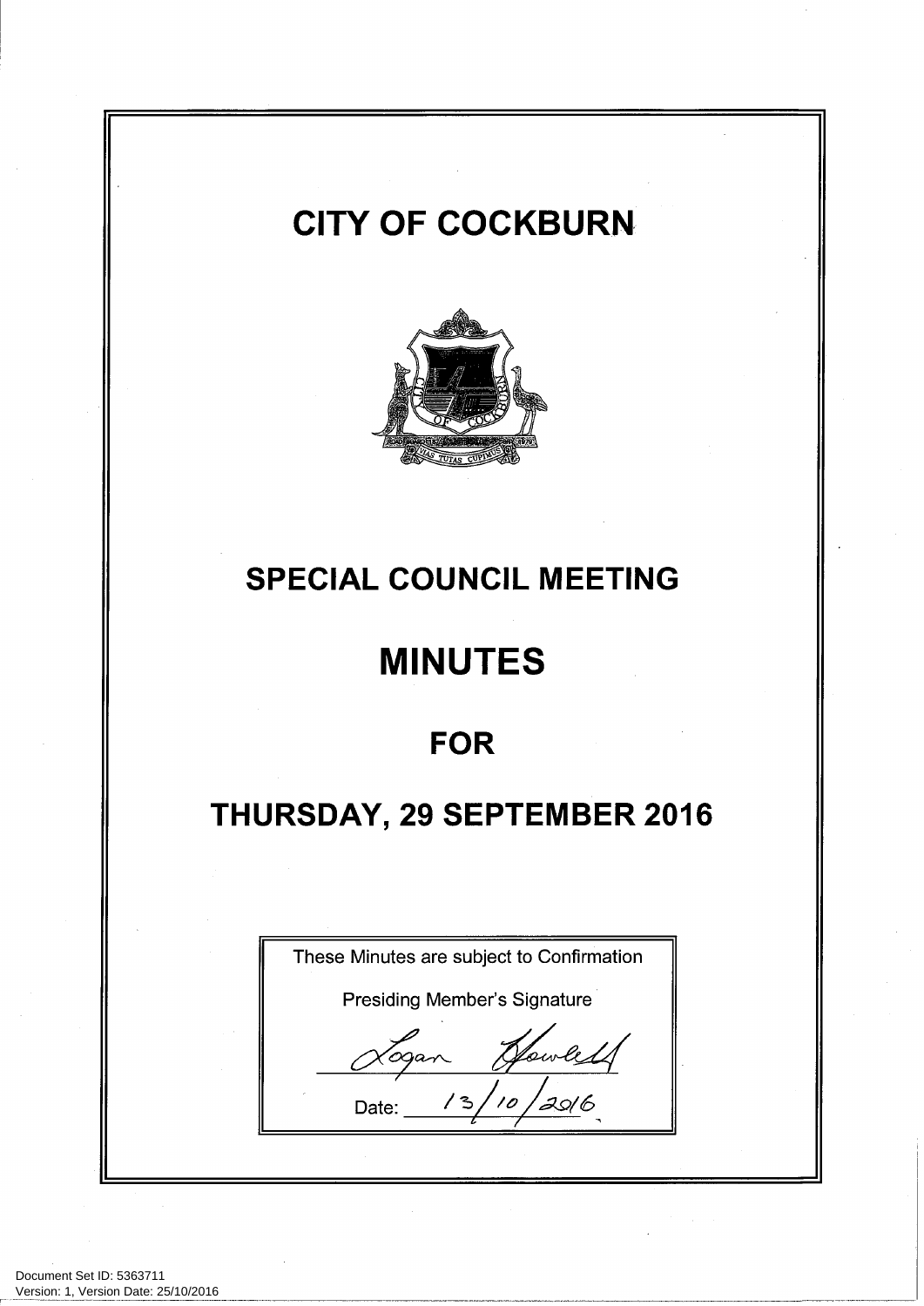# CITY OF COCKBURN

## SPECIAL COUNCIL MEETING

# MINUTES

## FOR

## THURSDAY, 29 SEPTEMBER 2016

These Minutes are subject to Confirmation

Presiding Member's Signature

Logan Howlett

Date: 13/10/2016

Document Set ID: 5363711
Version: 1, Version Date: 25/10/2016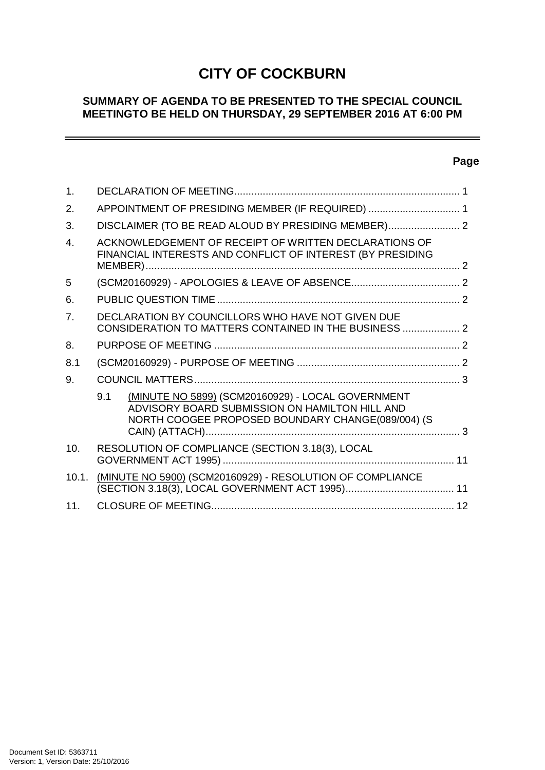# CITY OF COCKBURN

## SUMMARY OF AGENDA TO BE PRESENTED TO THE SPECIAL COUNCIL MEETINGTO BE HELD ON THURSDAY, 29 SEPTEMBER 2016 AT 6:00 PM

| | | Page |
|---|---|---|
| 1. | DECLARATION OF MEETING | 1 |
| 2. | APPOINTMENT OF PRESIDING MEMBER (IF REQUIRED) | 1 |
| 3. | DISCLAIMER (TO BE READ ALOUD BY PRESIDING MEMBER) | 2 |
| 4. | ACKNOWLEDGEMENT OF RECEIPT OF WRITTEN DECLARATIONS OF FINANCIAL INTERESTS AND CONFLICT OF INTEREST (BY PRESIDING MEMBER) | 2 |
| 5 | (SCM20160929) - APOLOGIES & LEAVE OF ABSENCE | 2 |
| 6. | PUBLIC QUESTION TIME | 2 |
| 7. | DECLARATION BY COUNCILLORS WHO HAVE NOT GIVEN DUE CONSIDERATION TO MATTERS CONTAINED IN THE BUSINESS | 2 |
| 8. | PURPOSE OF MEETING | 2 |
| 8.1 | (SCM20160929) - PURPOSE OF MEETING | 2 |
| 9. | COUNCIL MATTERS | 3 |
| 9.1 | (MINUTE NO 5899) (SCM20160929) - LOCAL GOVERNMENT ADVISORY BOARD SUBMISSION ON HAMILTON HILL AND NORTH COOGEE PROPOSED BOUNDARY CHANGE(089/004) (S CAIN) (ATTACH) | 3 |
| 10. | RESOLUTION OF COMPLIANCE (SECTION 3.18(3), LOCAL GOVERNMENT ACT 1995) | 11 |
| 10.1. | (MINUTE NO 5900) (SCM20160929) - RESOLUTION OF COMPLIANCE (SECTION 3.18(3), LOCAL GOVERNMENT ACT 1995) | 11 |
| 11. | CLOSURE OF MEETING | 12 |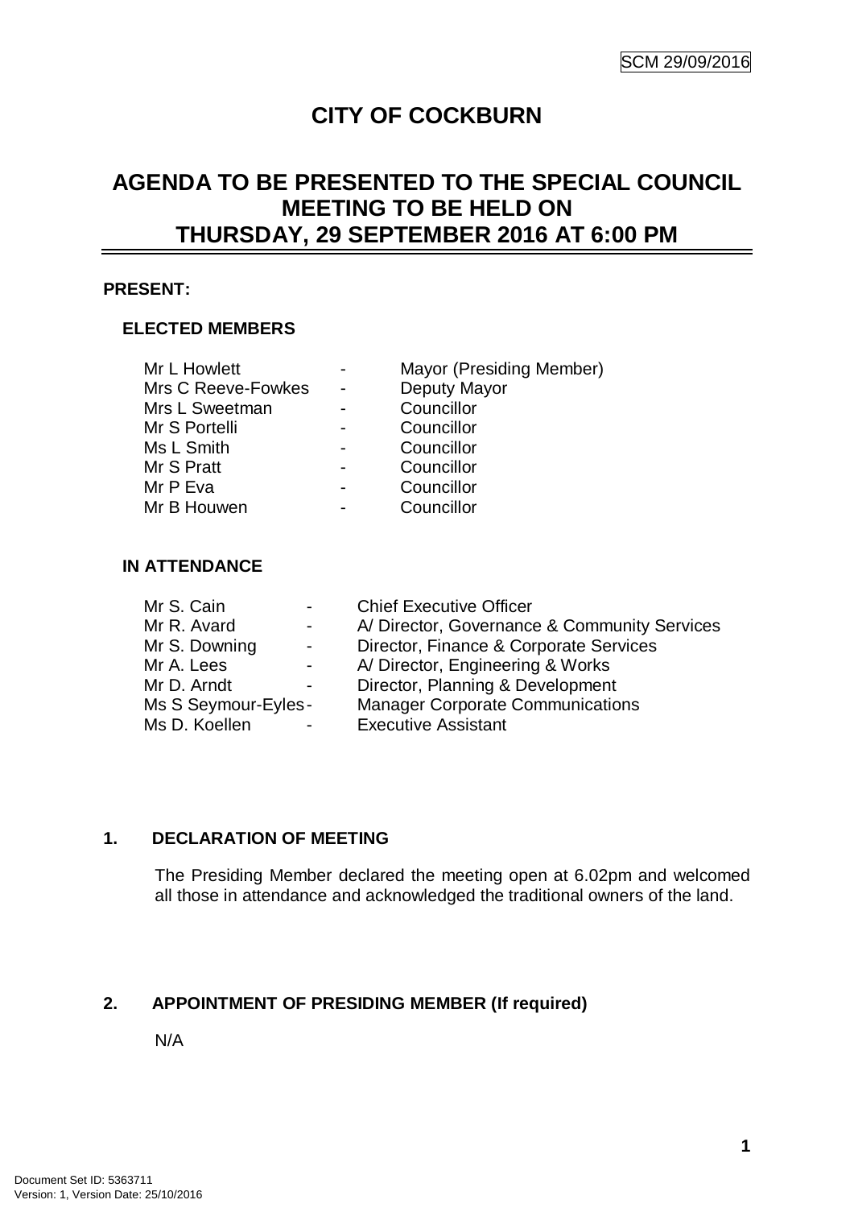# CITY OF COCKBURN

## AGENDA TO BE PRESENTED TO THE SPECIAL COUNCIL MEETING TO BE HELD ON THURSDAY, 29 SEPTEMBER 2016 AT 6:00 PM

**PRESENT:**

**ELECTED MEMBERS**

| | | |
|---|---|---|
| Mr L Howlett | - | Mayor (Presiding Member) |
| Mrs C Reeve-Fowkes | - | Deputy Mayor |
| Mrs L Sweetman | - | Councillor |
| Mr S Portelli | - | Councillor |
| Ms L Smith | - | Councillor |
| Mr S Pratt | - | Councillor |
| Mr P Eva | - | Councillor |
| Mr B Houwen | - | Councillor |

**IN ATTENDANCE**

| | | |
|---|---|---|
| Mr S. Cain | - | Chief Executive Officer |
| Mr R. Avard | - | A/ Director, Governance & Community Services |
| Mr S. Downing | - | Director, Finance & Corporate Services |
| Mr A. Lees | - | A/ Director, Engineering & Works |
| Mr D. Arndt | - | Director, Planning & Development |
| Ms S Seymour-Eyles | - | Manager Corporate Communications |
| Ms D. Koellen | - | Executive Assistant |

### 1. DECLARATION OF MEETING

The Presiding Member declared the meeting open at 6.02pm and welcomed all those in attendance and acknowledged the traditional owners of the land.

### 2. APPOINTMENT OF PRESIDING MEMBER (If required)

N/A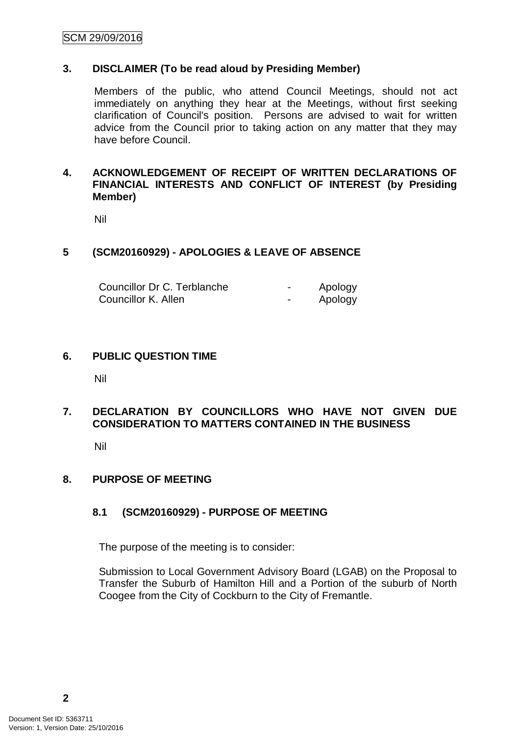## 3. DISCLAIMER (To be read aloud by Presiding Member)

Members of the public, who attend Council Meetings, should not act immediately on anything they hear at the Meetings, without first seeking clarification of Council's position. Persons are advised to wait for written advice from the Council prior to taking action on any matter that they may have before Council.

## 4. ACKNOWLEDGEMENT OF RECEIPT OF WRITTEN DECLARATIONS OF FINANCIAL INTERESTS AND CONFLICT OF INTEREST (by Presiding Member)

Nil

## 5 (SCM20160929) - APOLOGIES & LEAVE OF ABSENCE

| | | |
|---|---|---|
| Councillor Dr C. Terblanche | - | Apology |
| Councillor K. Allen | - | Apology |

## 6. PUBLIC QUESTION TIME

Nil

## 7. DECLARATION BY COUNCILLORS WHO HAVE NOT GIVEN DUE CONSIDERATION TO MATTERS CONTAINED IN THE BUSINESS

Nil

## 8. PURPOSE OF MEETING

### 8.1 (SCM20160929) - PURPOSE OF MEETING

The purpose of the meeting is to consider:

Submission to Local Government Advisory Board (LGAB) on the Proposal to Transfer the Suburb of Hamilton Hill and a Portion of the suburb of North Coogee from the City of Cockburn to the City of Fremantle.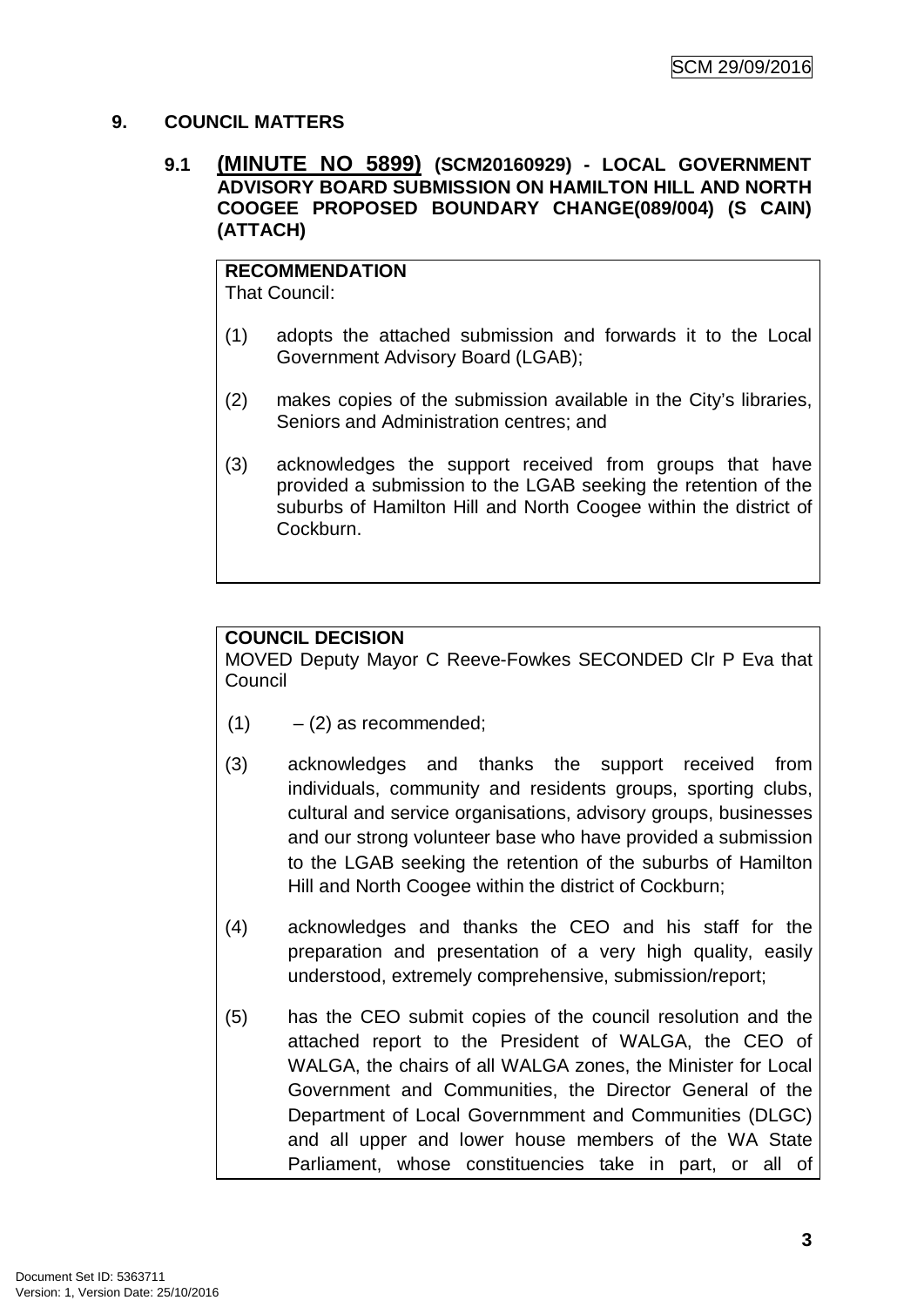## 9. COUNCIL MATTERS

### 9.1 (MINUTE NO 5899) (SCM20160929) - LOCAL GOVERNMENT ADVISORY BOARD SUBMISSION ON HAMILTON HILL AND NORTH COOGEE PROPOSED BOUNDARY CHANGE(089/004) (S CAIN) (ATTACH)

**RECOMMENDATION**
That Council:

(1) adopts the attached submission and forwards it to the Local Government Advisory Board (LGAB);

(2) makes copies of the submission available in the City's libraries, Seniors and Administration centres; and

(3) acknowledges the support received from groups that have provided a submission to the LGAB seeking the retention of the suburbs of Hamilton Hill and North Coogee within the district of Cockburn.

**COUNCIL DECISION**
MOVED Deputy Mayor C Reeve-Fowkes SECONDED Clr P Eva that Council

(1) – (2) as recommended;

(3) acknowledges and thanks the support received from individuals, community and residents groups, sporting clubs, cultural and service organisations, advisory groups, businesses and our strong volunteer base who have provided a submission to the LGAB seeking the retention of the suburbs of Hamilton Hill and North Coogee within the district of Cockburn;

(4) acknowledges and thanks the CEO and his staff for the preparation and presentation of a very high quality, easily understood, extremely comprehensive, submission/report;

(5) has the CEO submit copies of the council resolution and the attached report to the President of WALGA, the CEO of WALGA, the chairs of all WALGA zones, the Minister for Local Government and Communities, the Director General of the Department of Local Governmment and Communities (DLGC) and all upper and lower house members of the WA State Parliament, whose constituencies take in part, or all of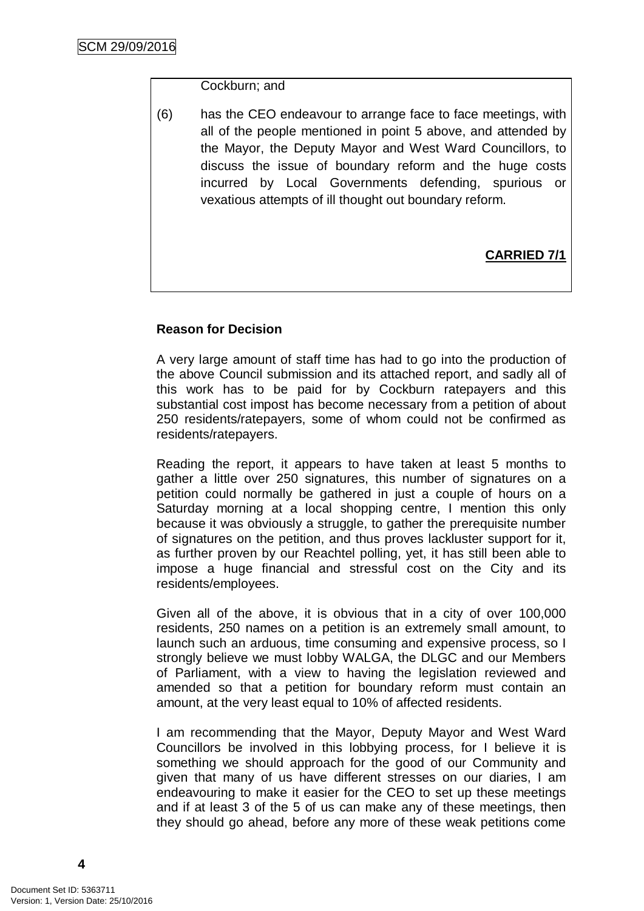Cockburn; and

(6) has the CEO endeavour to arrange face to face meetings, with all of the people mentioned in point 5 above, and attended by the Mayor, the Deputy Mayor and West Ward Councillors, to discuss the issue of boundary reform and the huge costs incurred by Local Governments defending, spurious or vexatious attempts of ill thought out boundary reform.

**CARRIED 7/1**

**Reason for Decision**

A very large amount of staff time has had to go into the production of the above Council submission and its attached report, and sadly all of this work has to be paid for by Cockburn ratepayers and this substantial cost impost has become necessary from a petition of about 250 residents/ratepayers, some of whom could not be confirmed as residents/ratepayers.

Reading the report, it appears to have taken at least 5 months to gather a little over 250 signatures, this number of signatures on a petition could normally be gathered in just a couple of hours on a Saturday morning at a local shopping centre, I mention this only because it was obviously a struggle, to gather the prerequisite number of signatures on the petition, and thus proves lackluster support for it, as further proven by our Reachtel polling, yet, it has still been able to impose a huge financial and stressful cost on the City and its residents/employees.

Given all of the above, it is obvious that in a city of over 100,000 residents, 250 names on a petition is an extremely small amount, to launch such an arduous, time consuming and expensive process, so I strongly believe we must lobby WALGA, the DLGC and our Members of Parliament, with a view to having the legislation reviewed and amended so that a petition for boundary reform must contain an amount, at the very least equal to 10% of affected residents.

I am recommending that the Mayor, Deputy Mayor and West Ward Councillors be involved in this lobbying process, for I believe it is something we should approach for the good of our Community and given that many of us have different stresses on our diaries, I am endeavouring to make it easier for the CEO to set up these meetings and if at least 3 of the 5 of us can make any of these meetings, then they should go ahead, before any more of these weak petitions come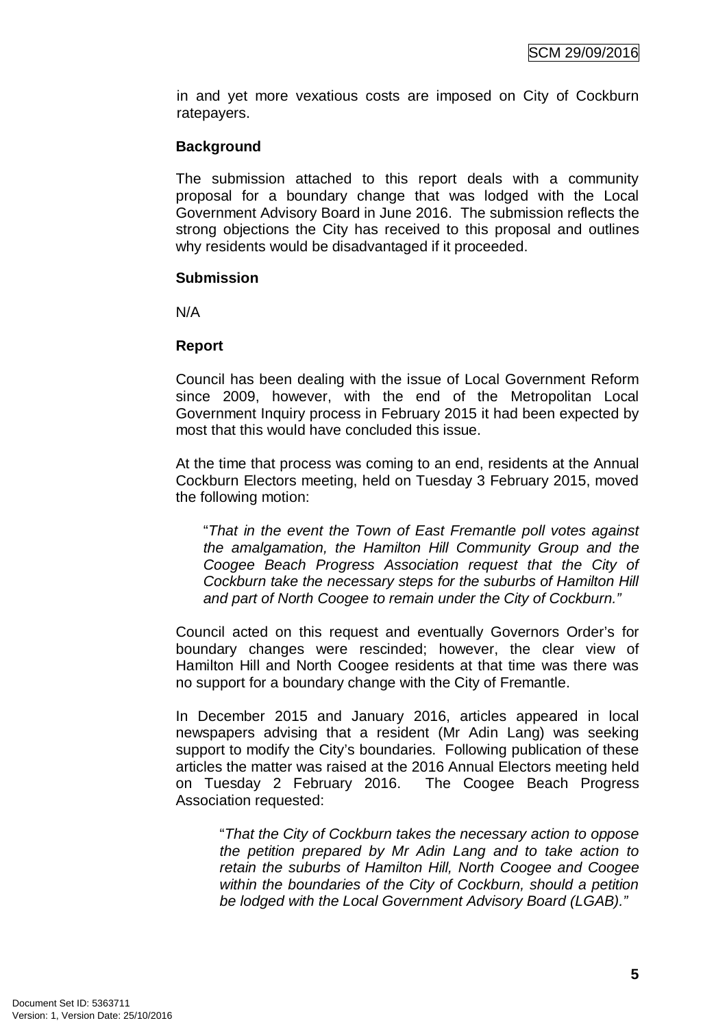in and yet more vexatious costs are imposed on City of Cockburn ratepayers.

**Background**

The submission attached to this report deals with a community proposal for a boundary change that was lodged with the Local Government Advisory Board in June 2016. The submission reflects the strong objections the City has received to this proposal and outlines why residents would be disadvantaged if it proceeded.

**Submission**

N/A

**Report**

Council has been dealing with the issue of Local Government Reform since 2009, however, with the end of the Metropolitan Local Government Inquiry process in February 2015 it had been expected by most that this would have concluded this issue.

At the time that process was coming to an end, residents at the Annual Cockburn Electors meeting, held on Tuesday 3 February 2015, moved the following motion:

> "*That in the event the Town of East Fremantle poll votes against the amalgamation, the Hamilton Hill Community Group and the Coogee Beach Progress Association request that the City of Cockburn take the necessary steps for the suburbs of Hamilton Hill and part of North Coogee to remain under the City of Cockburn.*"

Council acted on this request and eventually Governors Order's for boundary changes were rescinded; however, the clear view of Hamilton Hill and North Coogee residents at that time was there was no support for a boundary change with the City of Fremantle.

In December 2015 and January 2016, articles appeared in local newspapers advising that a resident (Mr Adin Lang) was seeking support to modify the City's boundaries. Following publication of these articles the matter was raised at the 2016 Annual Electors meeting held on Tuesday 2 February 2016. The Coogee Beach Progress Association requested:

> "*That the City of Cockburn takes the necessary action to oppose the petition prepared by Mr Adin Lang and to take action to retain the suburbs of Hamilton Hill, North Coogee and Coogee within the boundaries of the City of Cockburn, should a petition be lodged with the Local Government Advisory Board (LGAB).*"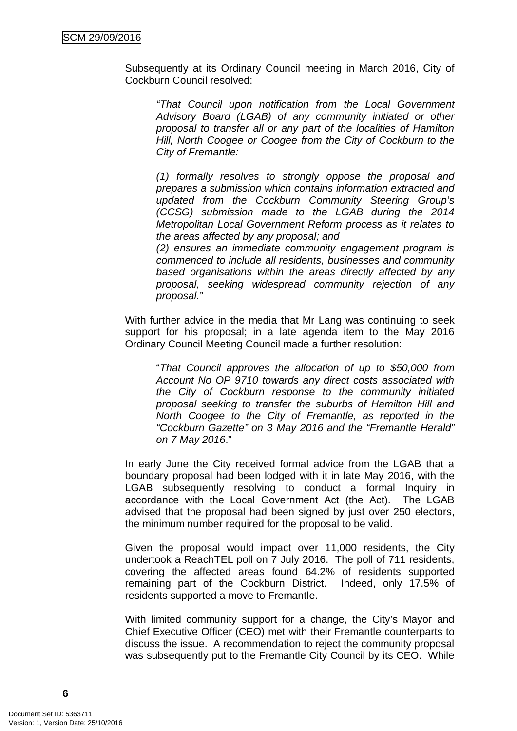Subsequently at its Ordinary Council meeting in March 2016, City of Cockburn Council resolved:

> *"That Council upon notification from the Local Government Advisory Board (LGAB) of any community initiated or other proposal to transfer all or any part of the localities of Hamilton Hill, North Coogee or Coogee from the City of Cockburn to the City of Fremantle:*
>
> *(1) formally resolves to strongly oppose the proposal and prepares a submission which contains information extracted and updated from the Cockburn Community Steering Group's (CCSG) submission made to the LGAB during the 2014 Metropolitan Local Government Reform process as it relates to the areas affected by any proposal; and*
>
> *(2) ensures an immediate community engagement program is commenced to include all residents, businesses and community based organisations within the areas directly affected by any proposal, seeking widespread community rejection of any proposal."*

With further advice in the media that Mr Lang was continuing to seek support for his proposal; in a late agenda item to the May 2016 Ordinary Council Meeting Council made a further resolution:

> "*That Council approves the allocation of up to $50,000 from Account No OP 9710 towards any direct costs associated with the City of Cockburn response to the community initiated proposal seeking to transfer the suburbs of Hamilton Hill and North Coogee to the City of Fremantle, as reported in the "Cockburn Gazette" on 3 May 2016 and the "Fremantle Herald" on 7 May 2016*."

In early June the City received formal advice from the LGAB that a boundary proposal had been lodged with it in late May 2016, with the LGAB subsequently resolving to conduct a formal Inquiry in accordance with the Local Government Act (the Act). The LGAB advised that the proposal had been signed by just over 250 electors, the minimum number required for the proposal to be valid.

Given the proposal would impact over 11,000 residents, the City undertook a ReachTEL poll on 7 July 2016. The poll of 711 residents, covering the affected areas found 64.2% of residents supported remaining part of the Cockburn District. Indeed, only 17.5% of residents supported a move to Fremantle.

With limited community support for a change, the City's Mayor and Chief Executive Officer (CEO) met with their Fremantle counterparts to discuss the issue. A recommendation to reject the community proposal was subsequently put to the Fremantle City Council by its CEO. While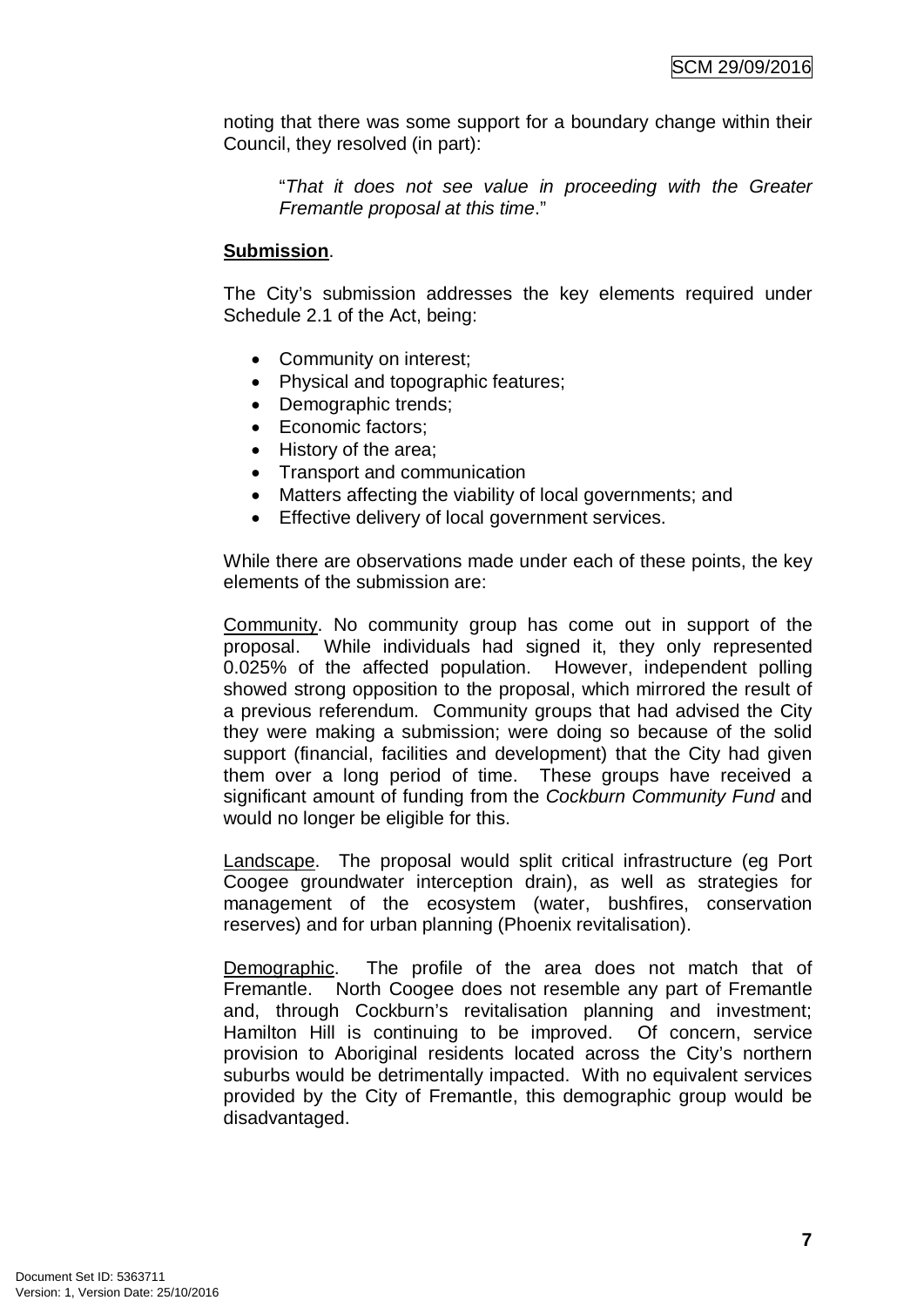noting that there was some support for a boundary change within their Council, they resolved (in part):

> "*That it does not see value in proceeding with the Greater Fremantle proposal at this time*."

**Submission**.

The City's submission addresses the key elements required under Schedule 2.1 of the Act, being:

- Community on interest;
- Physical and topographic features;
- Demographic trends;
- Economic factors;
- History of the area;
- Transport and communication
- Matters affecting the viability of local governments; and
- Effective delivery of local government services.

While there are observations made under each of these points, the key elements of the submission are:

Community. No community group has come out in support of the proposal. While individuals had signed it, they only represented 0.025% of the affected population. However, independent polling showed strong opposition to the proposal, which mirrored the result of a previous referendum. Community groups that had advised the City they were making a submission; were doing so because of the solid support (financial, facilities and development) that the City had given them over a long period of time. These groups have received a significant amount of funding from the *Cockburn Community Fund* and would no longer be eligible for this.

Landscape. The proposal would split critical infrastructure (eg Port Coogee groundwater interception drain), as well as strategies for management of the ecosystem (water, bushfires, conservation reserves) and for urban planning (Phoenix revitalisation).

Demographic. The profile of the area does not match that of Fremantle. North Coogee does not resemble any part of Fremantle and, through Cockburn's revitalisation planning and investment; Hamilton Hill is continuing to be improved. Of concern, service provision to Aboriginal residents located across the City's northern suburbs would be detrimentally impacted. With no equivalent services provided by the City of Fremantle, this demographic group would be disadvantaged.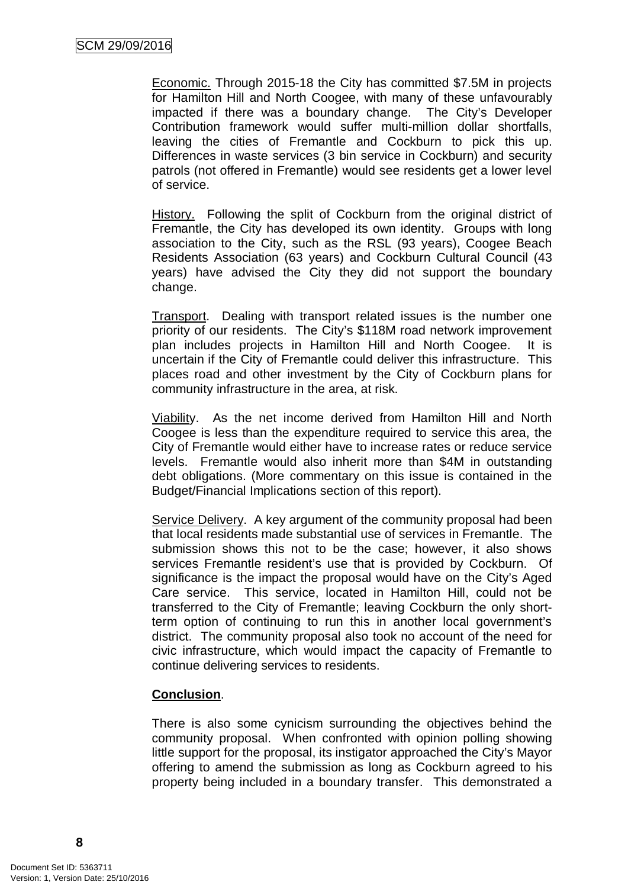<u>Economic.</u> Through 2015-18 the City has committed \$7.5M in projects for Hamilton Hill and North Coogee, with many of these unfavourably impacted if there was a boundary change. The City's Developer Contribution framework would suffer multi-million dollar shortfalls, leaving the cities of Fremantle and Cockburn to pick this up. Differences in waste services (3 bin service in Cockburn) and security patrols (not offered in Fremantle) would see residents get a lower level of service.

<u>History.</u> Following the split of Cockburn from the original district of Fremantle, the City has developed its own identity. Groups with long association to the City, such as the RSL (93 years), Coogee Beach Residents Association (63 years) and Cockburn Cultural Council (43 years) have advised the City they did not support the boundary change.

<u>Transport</u>. Dealing with transport related issues is the number one priority of our residents. The City's \$118M road network improvement plan includes projects in Hamilton Hill and North Coogee. It is uncertain if the City of Fremantle could deliver this infrastructure. This places road and other investment by the City of Cockburn plans for community infrastructure in the area, at risk.

<u>Viability</u>. As the net income derived from Hamilton Hill and North Coogee is less than the expenditure required to service this area, the City of Fremantle would either have to increase rates or reduce service levels. Fremantle would also inherit more than \$4M in outstanding debt obligations. (More commentary on this issue is contained in the Budget/Financial Implications section of this report).

<u>Service Delivery</u>. A key argument of the community proposal had been that local residents made substantial use of services in Fremantle. The submission shows this not to be the case; however, it also shows services Fremantle resident's use that is provided by Cockburn. Of significance is the impact the proposal would have on the City's Aged Care service. This service, located in Hamilton Hill, could not be transferred to the City of Fremantle; leaving Cockburn the only short-term option of continuing to run this in another local government's district. The community proposal also took no account of the need for civic infrastructure, which would impact the capacity of Fremantle to continue delivering services to residents.

**<u>Conclusion</u>**.

There is also some cynicism surrounding the objectives behind the community proposal. When confronted with opinion polling showing little support for the proposal, its instigator approached the City's Mayor offering to amend the submission as long as Cockburn agreed to his property being included in a boundary transfer. This demonstrated a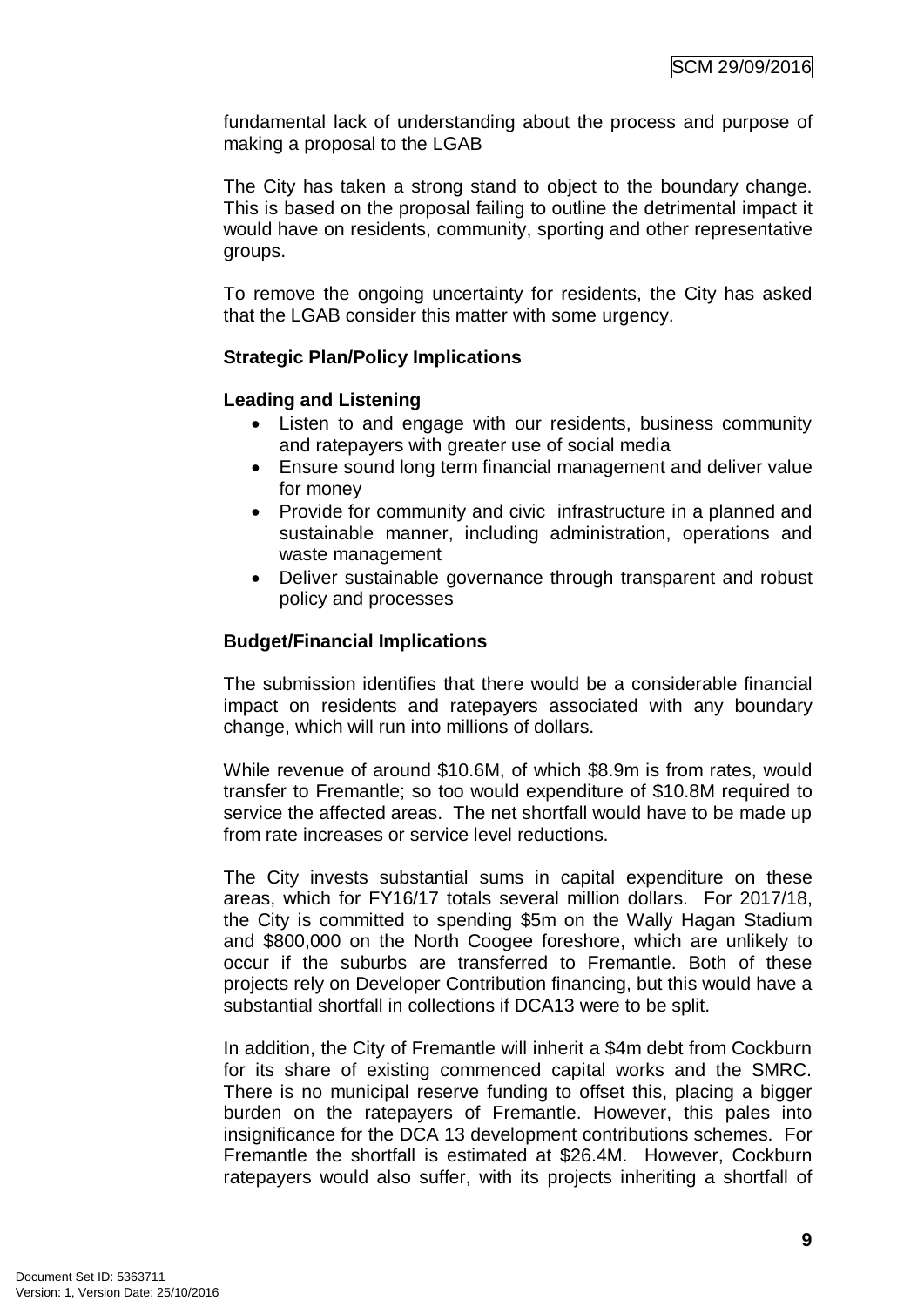fundamental lack of understanding about the process and purpose of making a proposal to the LGAB

The City has taken a strong stand to object to the boundary change. This is based on the proposal failing to outline the detrimental impact it would have on residents, community, sporting and other representative groups.

To remove the ongoing uncertainty for residents, the City has asked that the LGAB consider this matter with some urgency.

**Strategic Plan/Policy Implications**

**Leading and Listening**

- Listen to and engage with our residents, business community and ratepayers with greater use of social media
- Ensure sound long term financial management and deliver value for money
- Provide for community and civic infrastructure in a planned and sustainable manner, including administration, operations and waste management
- Deliver sustainable governance through transparent and robust policy and processes

**Budget/Financial Implications**

The submission identifies that there would be a considerable financial impact on residents and ratepayers associated with any boundary change, which will run into millions of dollars.

While revenue of around $10.6M, of which $8.9m is from rates, would transfer to Fremantle; so too would expenditure of $10.8M required to service the affected areas. The net shortfall would have to be made up from rate increases or service level reductions.

The City invests substantial sums in capital expenditure on these areas, which for FY16/17 totals several million dollars. For 2017/18, the City is committed to spending $5m on the Wally Hagan Stadium and $800,000 on the North Coogee foreshore, which are unlikely to occur if the suburbs are transferred to Fremantle. Both of these projects rely on Developer Contribution financing, but this would have a substantial shortfall in collections if DCA13 were to be split.

In addition, the City of Fremantle will inherit a $4m debt from Cockburn for its share of existing commenced capital works and the SMRC. There is no municipal reserve funding to offset this, placing a bigger burden on the ratepayers of Fremantle. However, this pales into insignificance for the DCA 13 development contributions schemes. For Fremantle the shortfall is estimated at $26.4M. However, Cockburn ratepayers would also suffer, with its projects inheriting a shortfall of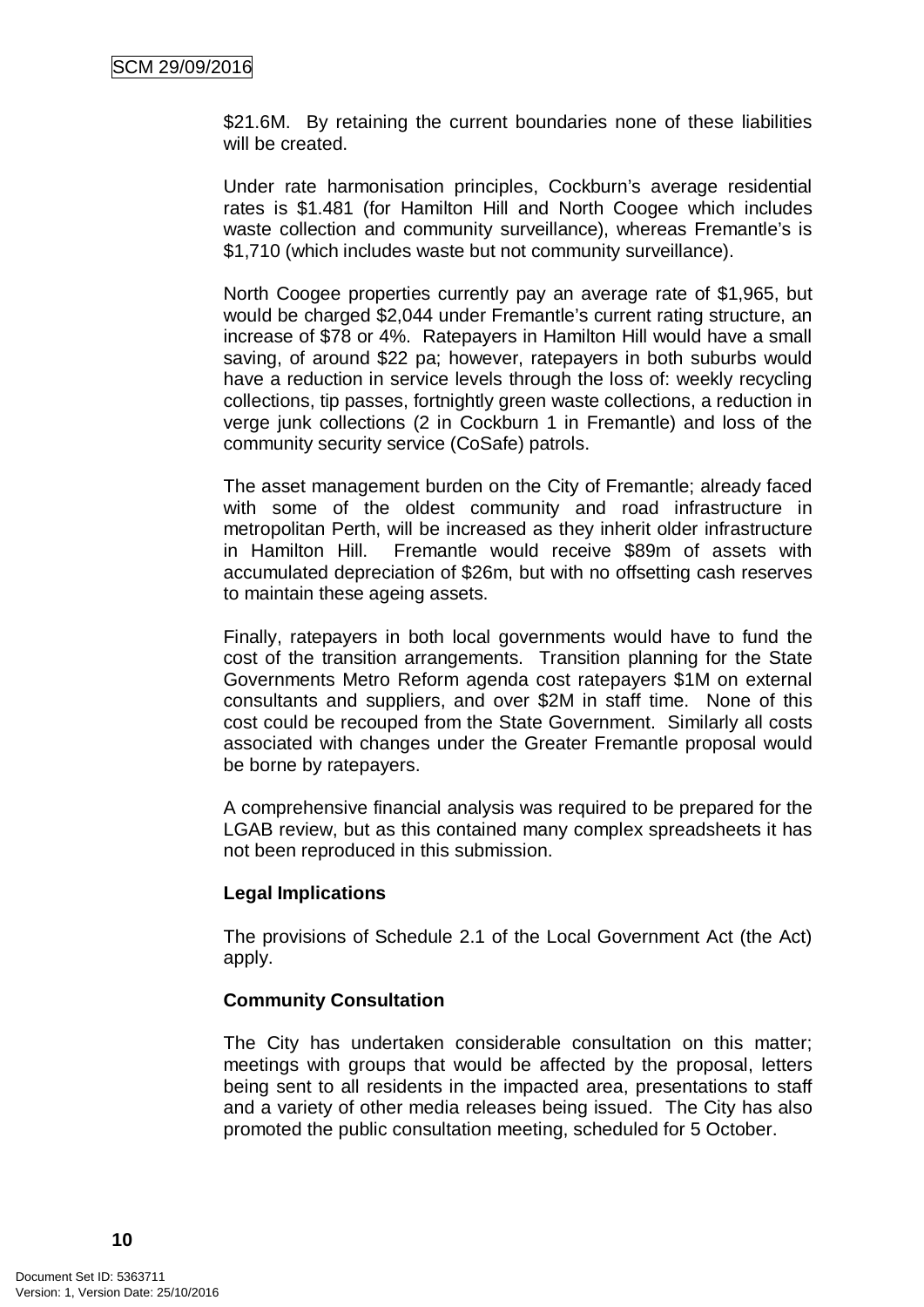$21.6M. By retaining the current boundaries none of these liabilities will be created.

Under rate harmonisation principles, Cockburn's average residential rates is $1.481 (for Hamilton Hill and North Coogee which includes waste collection and community surveillance), whereas Fremantle's is $1,710 (which includes waste but not community surveillance).

North Coogee properties currently pay an average rate of $1,965, but would be charged $2,044 under Fremantle's current rating structure, an increase of $78 or 4%. Ratepayers in Hamilton Hill would have a small saving, of around $22 pa; however, ratepayers in both suburbs would have a reduction in service levels through the loss of: weekly recycling collections, tip passes, fortnightly green waste collections, a reduction in verge junk collections (2 in Cockburn 1 in Fremantle) and loss of the community security service (CoSafe) patrols.

The asset management burden on the City of Fremantle; already faced with some of the oldest community and road infrastructure in metropolitan Perth, will be increased as they inherit older infrastructure in Hamilton Hill. Fremantle would receive $89m of assets with accumulated depreciation of $26m, but with no offsetting cash reserves to maintain these ageing assets.

Finally, ratepayers in both local governments would have to fund the cost of the transition arrangements. Transition planning for the State Governments Metro Reform agenda cost ratepayers $1M on external consultants and suppliers, and over $2M in staff time. None of this cost could be recouped from the State Government. Similarly all costs associated with changes under the Greater Fremantle proposal would be borne by ratepayers.

A comprehensive financial analysis was required to be prepared for the LGAB review, but as this contained many complex spreadsheets it has not been reproduced in this submission.

**Legal Implications**

The provisions of Schedule 2.1 of the Local Government Act (the Act) apply.

**Community Consultation**

The City has undertaken considerable consultation on this matter; meetings with groups that would be affected by the proposal, letters being sent to all residents in the impacted area, presentations to staff and a variety of other media releases being issued. The City has also promoted the public consultation meeting, scheduled for 5 October.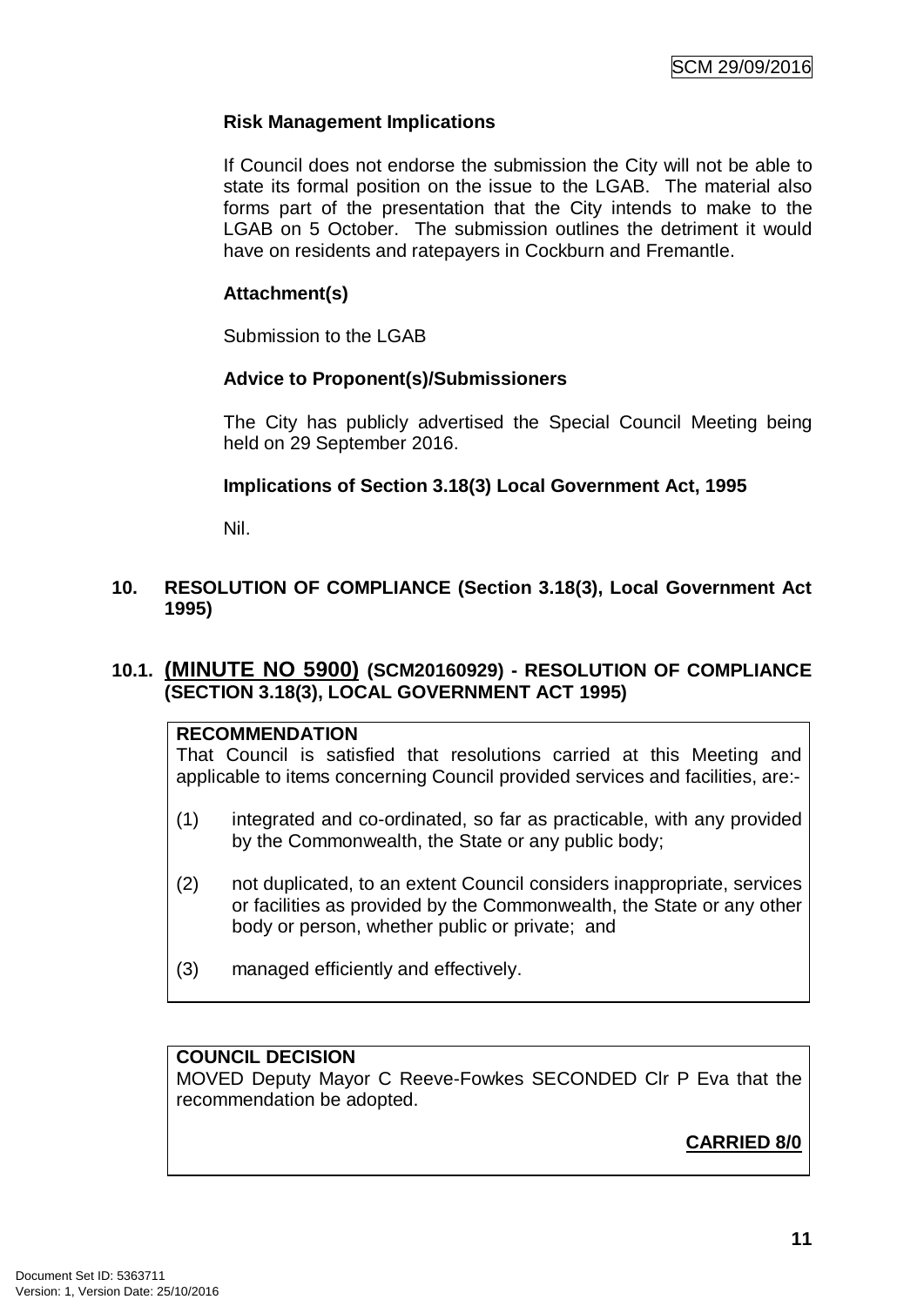**Risk Management Implications**

If Council does not endorse the submission the City will not be able to state its formal position on the issue to the LGAB. The material also forms part of the presentation that the City intends to make to the LGAB on 5 October. The submission outlines the detriment it would have on residents and ratepayers in Cockburn and Fremantle.

**Attachment(s)**

Submission to the LGAB

**Advice to Proponent(s)/Submissioners**

The City has publicly advertised the Special Council Meeting being held on 29 September 2016.

**Implications of Section 3.18(3) Local Government Act, 1995**

Nil.

## 10. RESOLUTION OF COMPLIANCE (Section 3.18(3), Local Government Act 1995)

### 10.1. (MINUTE NO 5900) (SCM20160929) - RESOLUTION OF COMPLIANCE (SECTION 3.18(3), LOCAL GOVERNMENT ACT 1995)

**RECOMMENDATION**

That Council is satisfied that resolutions carried at this Meeting and applicable to items concerning Council provided services and facilities, are:-

(1) integrated and co-ordinated, so far as practicable, with any provided by the Commonwealth, the State or any public body;

(2) not duplicated, to an extent Council considers inappropriate, services or facilities as provided by the Commonwealth, the State or any other body or person, whether public or private; and

(3) managed efficiently and effectively.

**COUNCIL DECISION**

MOVED Deputy Mayor C Reeve-Fowkes SECONDED Clr P Eva that the recommendation be adopted.

**CARRIED 8/0**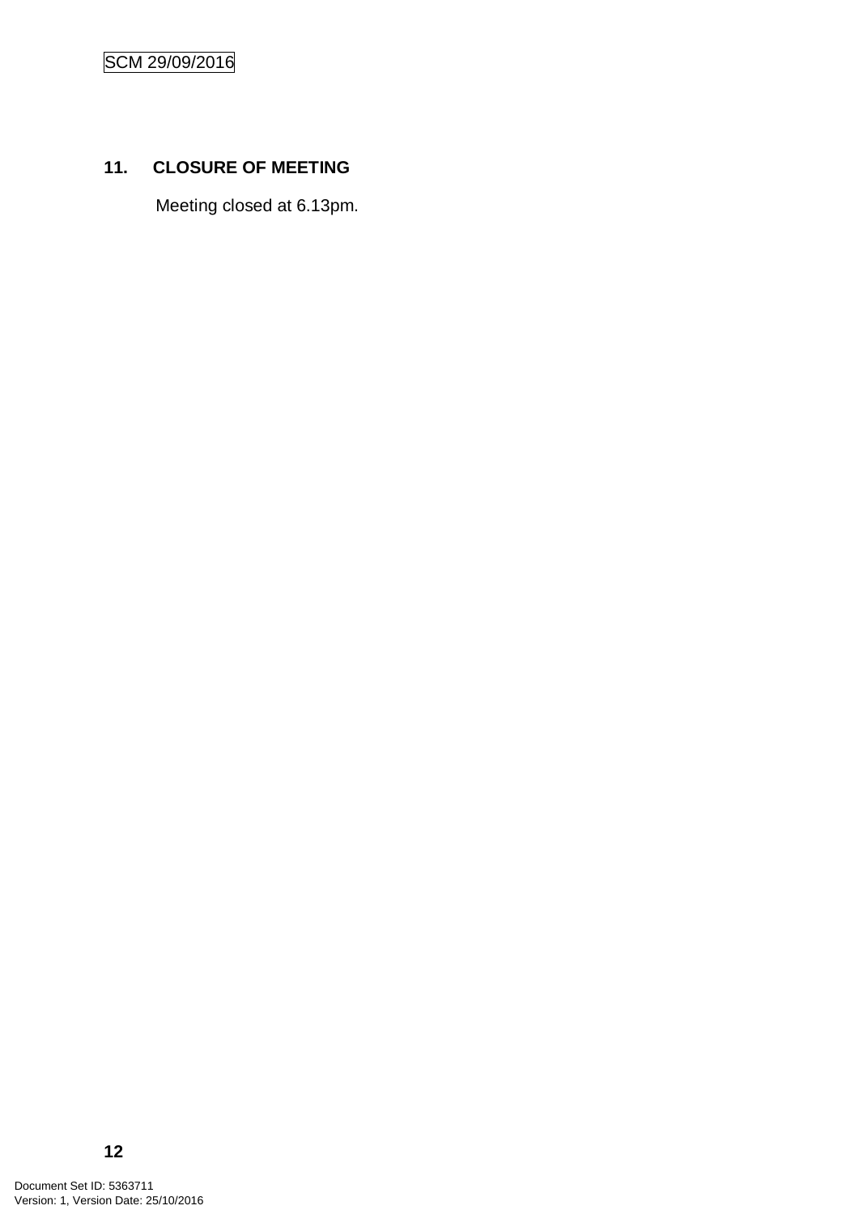## 11. CLOSURE OF MEETING

Meeting closed at 6.13pm.